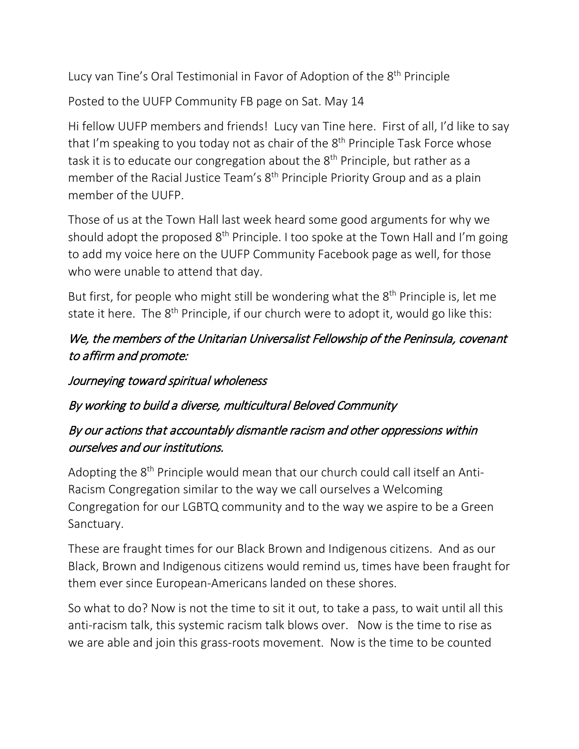Lucy van Tine's Oral Testimonial in Favor of Adoption of the 8th Principle

Posted to the UUFP Community FB page on Sat. May 14

Hi fellow UUFP members and friends! Lucy van Tine here. First of all, I'd like to say that I'm speaking to you today not as chair of the 8th Principle Task Force whose task it is to educate our congregation about the 8th Principle, but rather as a member of the Racial Justice Team's 8th Principle Priority Group and as a plain member of the UUFP.

Those of us at the Town Hall last week heard some good arguments for why we should adopt the proposed 8th Principle. I too spoke at the Town Hall and I'm going to add my voice here on the UUFP Community Facebook page as well, for those who were unable to attend that day.

But first, for people who might still be wondering what the 8th Principle is, let me state it here. The 8th Principle, if our church were to adopt it, would go like this:

*We, the members of the Unitarian Universalist Fellowship of the Peninsula, covenant to affirm and promote:*

*Journeying toward spiritual wholeness*

*By working to build a diverse, multicultural Beloved Community*

*By our actions that accountably dismantle racism and other oppressions within ourselves and our institutions.*

Adopting the 8th Principle would mean that our church could call itself an Anti-Racism Congregation similar to the way we call ourselves a Welcoming Congregation for our LGBTQ community and to the way we aspire to be a Green Sanctuary.

These are fraught times for our Black Brown and Indigenous citizens. And as our Black, Brown and Indigenous citizens would remind us, times have been fraught for them ever since European-Americans landed on these shores.

So what to do? Now is not the time to sit it out, to take a pass, to wait until all this anti-racism talk, this systemic racism talk blows over. Now is the time to rise as we are able and join this grass-roots movement. Now is the time to be counted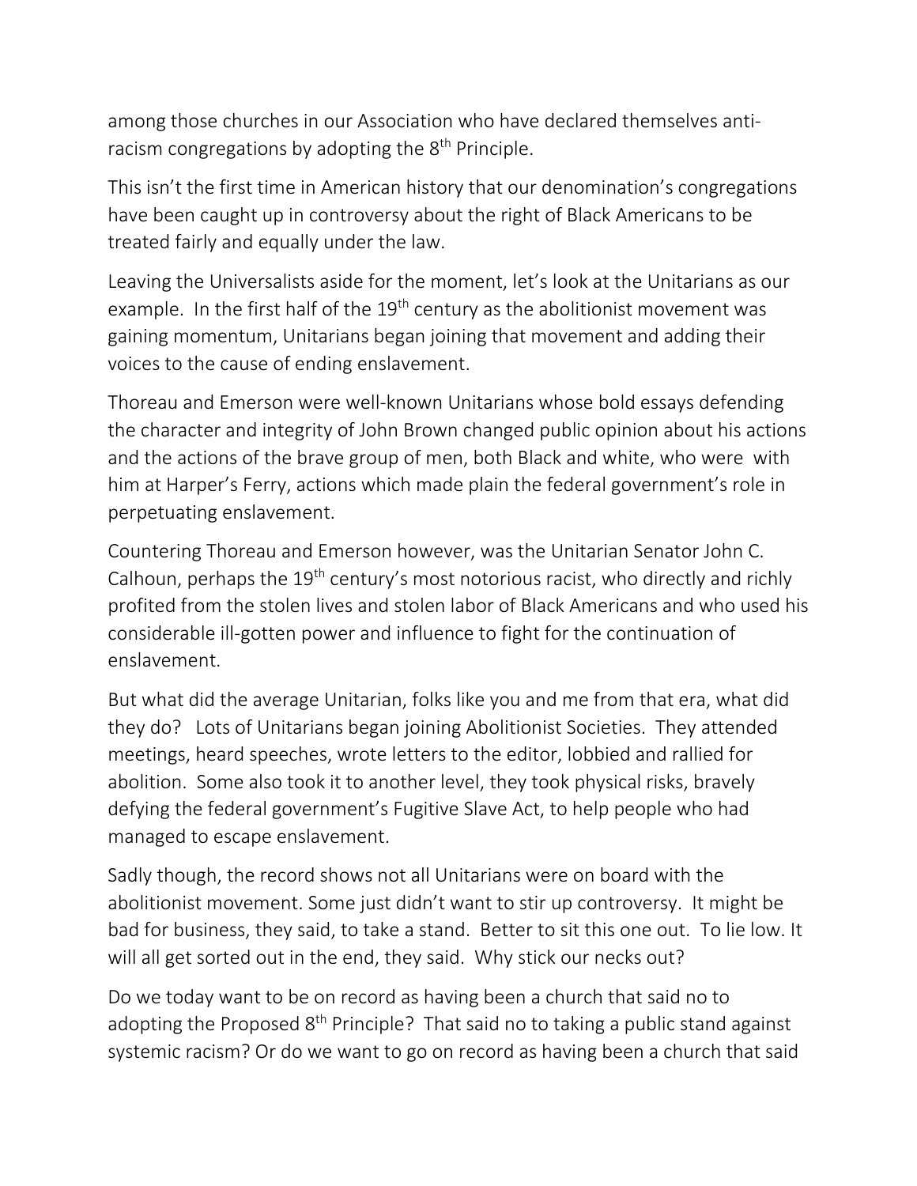among those churches in our Association who have declared themselves anti-racism congregations by adopting the 8th Principle.

This isn't the first time in American history that our denomination's congregations have been caught up in controversy about the right of Black Americans to be treated fairly and equally under the law.

Leaving the Universalists aside for the moment, let's look at the Unitarians as our example. In the first half of the 19th century as the abolitionist movement was gaining momentum, Unitarians began joining that movement and adding their voices to the cause of ending enslavement.

Thoreau and Emerson were well-known Unitarians whose bold essays defending the character and integrity of John Brown changed public opinion about his actions and the actions of the brave group of men, both Black and white, who were with him at Harper's Ferry, actions which made plain the federal government's role in perpetuating enslavement.

Countering Thoreau and Emerson however, was the Unitarian Senator John C. Calhoun, perhaps the 19th century's most notorious racist, who directly and richly profited from the stolen lives and stolen labor of Black Americans and who used his considerable ill-gotten power and influence to fight for the continuation of enslavement.

But what did the average Unitarian, folks like you and me from that era, what did they do? Lots of Unitarians began joining Abolitionist Societies. They attended meetings, heard speeches, wrote letters to the editor, lobbied and rallied for abolition. Some also took it to another level, they took physical risks, bravely defying the federal government's Fugitive Slave Act, to help people who had managed to escape enslavement.

Sadly though, the record shows not all Unitarians were on board with the abolitionist movement. Some just didn't want to stir up controversy. It might be bad for business, they said, to take a stand. Better to sit this one out. To lie low. It will all get sorted out in the end, they said. Why stick our necks out?

Do we today want to be on record as having been a church that said no to adopting the Proposed 8th Principle? That said no to taking a public stand against systemic racism? Or do we want to go on record as having been a church that said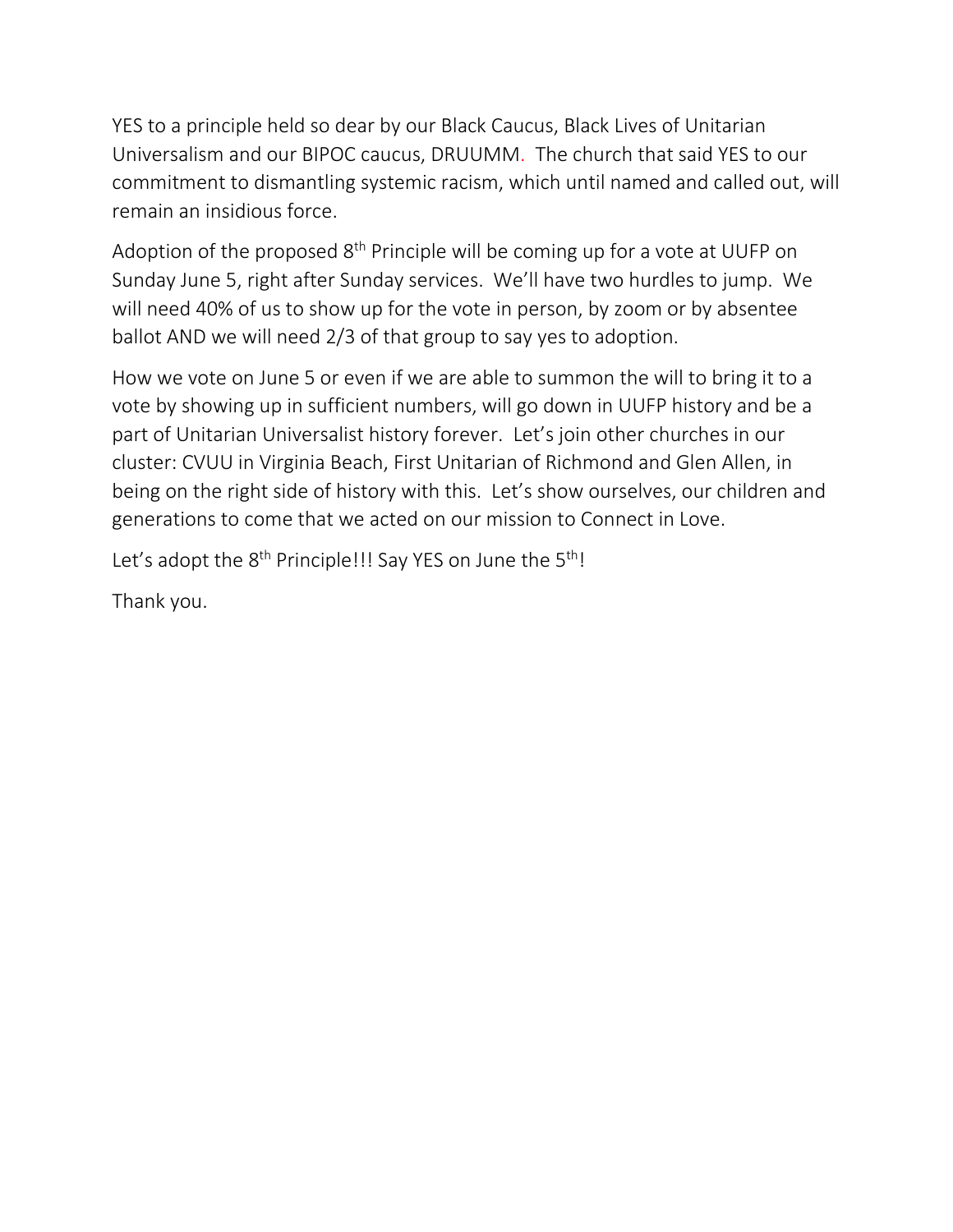YES to a principle held so dear by our Black Caucus, Black Lives of Unitarian Universalism and our BIPOC caucus, DRUUMM. The church that said YES to our commitment to dismantling systemic racism, which until named and called out, will remain an insidious force.

Adoption of the proposed 8th Principle will be coming up for a vote at UUFP on Sunday June 5, right after Sunday services. We'll have two hurdles to jump. We will need 40% of us to show up for the vote in person, by zoom or by absentee ballot AND we will need 2/3 of that group to say yes to adoption.

How we vote on June 5 or even if we are able to summon the will to bring it to a vote by showing up in sufficient numbers, will go down in UUFP history and be a part of Unitarian Universalist history forever. Let's join other churches in our cluster: CVUU in Virginia Beach, First Unitarian of Richmond and Glen Allen, in being on the right side of history with this. Let's show ourselves, our children and generations to come that we acted on our mission to Connect in Love.

Let's adopt the 8th Principle!!! Say YES on June the 5th!

Thank you.